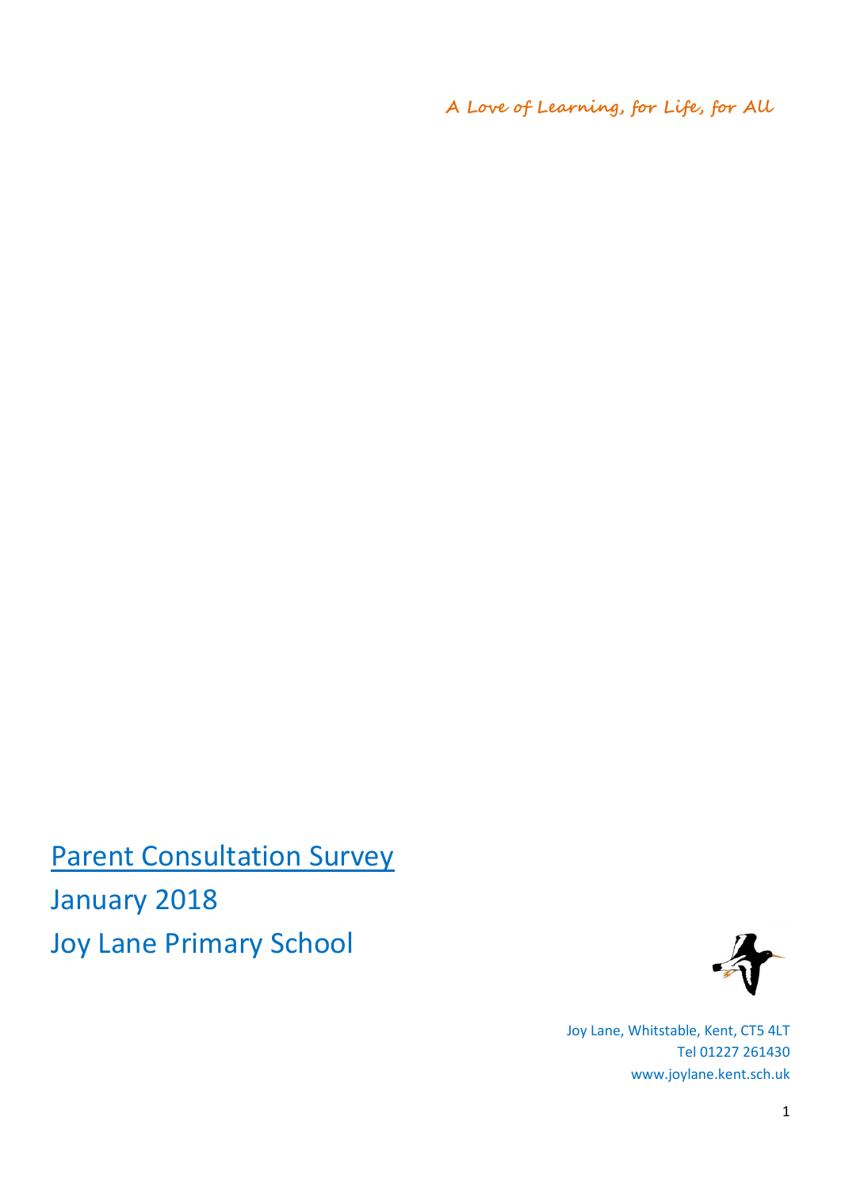*A Love of Learning, for Life, for All*

# Parent Consultation Survey

January 2018

Joy Lane Primary School

Joy Lane, Whitstable, Kent, CT5 4LT
Tel 01227 261430
www.joylane.kent.sch.uk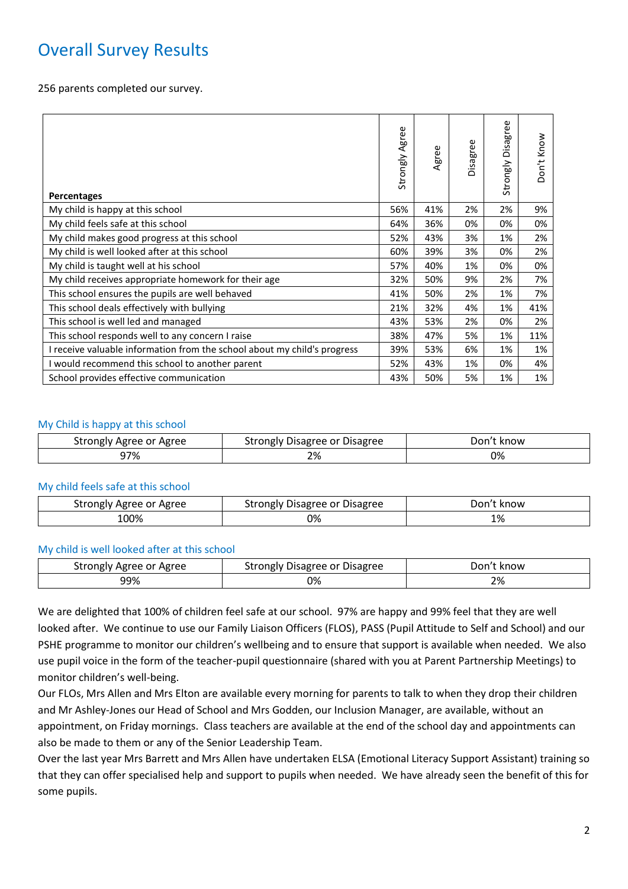# Overall Survey Results

256 parents completed our survey.

| Percentages | Strongly Agree | Agree | Disagree | Strongly Disagree | Don't Know |
|---|---|---|---|---|---|
| My child is happy at this school | 56% | 41% | 2% | 2% | 9% |
| My child feels safe at this school | 64% | 36% | 0% | 0% | 0% |
| My child makes good progress at this school | 52% | 43% | 3% | 1% | 2% |
| My child is well looked after at this school | 60% | 39% | 3% | 0% | 2% |
| My child is taught well at his school | 57% | 40% | 1% | 0% | 0% |
| My child receives appropriate homework for their age | 32% | 50% | 9% | 2% | 7% |
| This school ensures the pupils are well behaved | 41% | 50% | 2% | 1% | 7% |
| This school deals effectively with bullying | 21% | 32% | 4% | 1% | 41% |
| This school is well led and managed | 43% | 53% | 2% | 0% | 2% |
| This school responds well to any concern I raise | 38% | 47% | 5% | 1% | 11% |
| I receive valuable information from the school about my child's progress | 39% | 53% | 6% | 1% | 1% |
| I would recommend this school to another parent | 52% | 43% | 1% | 0% | 4% |
| School provides effective communication | 43% | 50% | 5% | 1% | 1% |

### My Child is happy at this school

| Strongly Agree or Agree | Strongly Disagree or Disagree | Don't know |
|---|---|---|
| 97% | 2% | 0% |

### My child feels safe at this school

| Strongly Agree or Agree | Strongly Disagree or Disagree | Don't know |
|---|---|---|
| 100% | 0% | 1% |

### My child is well looked after at this school

| Strongly Agree or Agree | Strongly Disagree or Disagree | Don't know |
|---|---|---|
| 99% | 0% | 2% |

We are delighted that 100% of children feel safe at our school. 97% are happy and 99% feel that they are well looked after. We continue to use our Family Liaison Officers (FLOS), PASS (Pupil Attitude to Self and School) and our PSHE programme to monitor our children's wellbeing and to ensure that support is available when needed. We also use pupil voice in the form of the teacher-pupil questionnaire (shared with you at Parent Partnership Meetings) to monitor children's well-being.

Our FLOs, Mrs Allen and Mrs Elton are available every morning for parents to talk to when they drop their children and Mr Ashley-Jones our Head of School and Mrs Godden, our Inclusion Manager, are available, without an appointment, on Friday mornings. Class teachers are available at the end of the school day and appointments can also be made to them or any of the Senior Leadership Team.

Over the last year Mrs Barrett and Mrs Allen have undertaken ELSA (Emotional Literacy Support Assistant) training so that they can offer specialised help and support to pupils when needed. We have already seen the benefit of this for some pupils.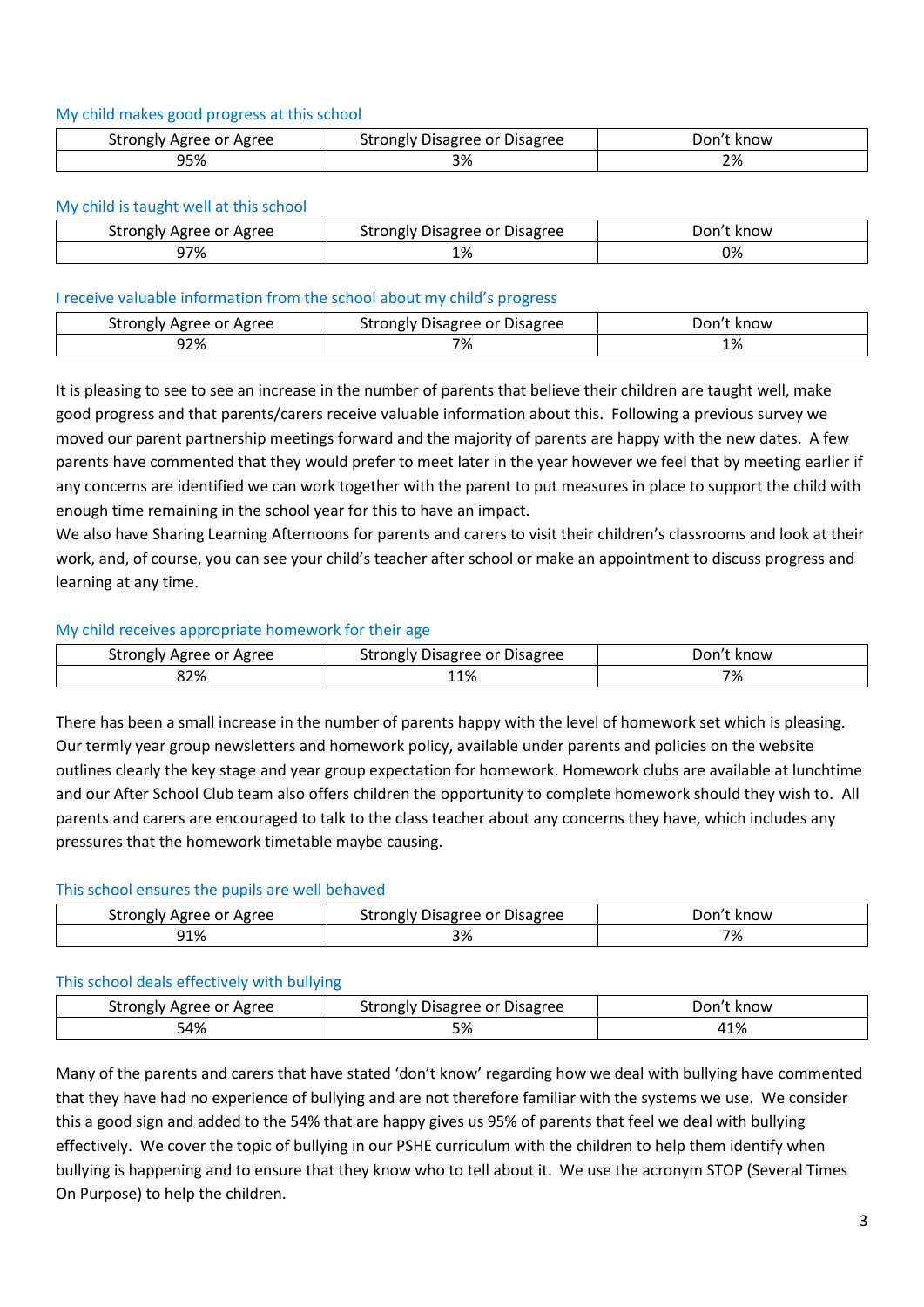### My child makes good progress at this school

| Strongly Agree or Agree | Strongly Disagree or Disagree | Don't know |
| --- | --- | --- |
| 95% | 3% | 2% |

### My child is taught well at this school

| Strongly Agree or Agree | Strongly Disagree or Disagree | Don't know |
| --- | --- | --- |
| 97% | 1% | 0% |

### I receive valuable information from the school about my child's progress

| Strongly Agree or Agree | Strongly Disagree or Disagree | Don't know |
| --- | --- | --- |
| 92% | 7% | 1% |

It is pleasing to see to see an increase in the number of parents that believe their children are taught well, make good progress and that parents/carers receive valuable information about this. Following a previous survey we moved our parent partnership meetings forward and the majority of parents are happy with the new dates. A few parents have commented that they would prefer to meet later in the year however we feel that by meeting earlier if any concerns are identified we can work together with the parent to put measures in place to support the child with enough time remaining in the school year for this to have an impact.

We also have Sharing Learning Afternoons for parents and carers to visit their children's classrooms and look at their work, and, of course, you can see your child's teacher after school or make an appointment to discuss progress and learning at any time.

### My child receives appropriate homework for their age

| Strongly Agree or Agree | Strongly Disagree or Disagree | Don't know |
| --- | --- | --- |
| 82% | 11% | 7% |

There has been a small increase in the number of parents happy with the level of homework set which is pleasing. Our termly year group newsletters and homework policy, available under parents and policies on the website outlines clearly the key stage and year group expectation for homework. Homework clubs are available at lunchtime and our After School Club team also offers children the opportunity to complete homework should they wish to. All parents and carers are encouraged to talk to the class teacher about any concerns they have, which includes any pressures that the homework timetable maybe causing.

### This school ensures the pupils are well behaved

| Strongly Agree or Agree | Strongly Disagree or Disagree | Don't know |
| --- | --- | --- |
| 91% | 3% | 7% |

### This school deals effectively with bullying

| Strongly Agree or Agree | Strongly Disagree or Disagree | Don't know |
| --- | --- | --- |
| 54% | 5% | 41% |

Many of the parents and carers that have stated 'don't know' regarding how we deal with bullying have commented that they have had no experience of bullying and are not therefore familiar with the systems we use. We consider this a good sign and added to the 54% that are happy gives us 95% of parents that feel we deal with bullying effectively. We cover the topic of bullying in our PSHE curriculum with the children to help them identify when bullying is happening and to ensure that they know who to tell about it. We use the acronym STOP (Several Times On Purpose) to help the children.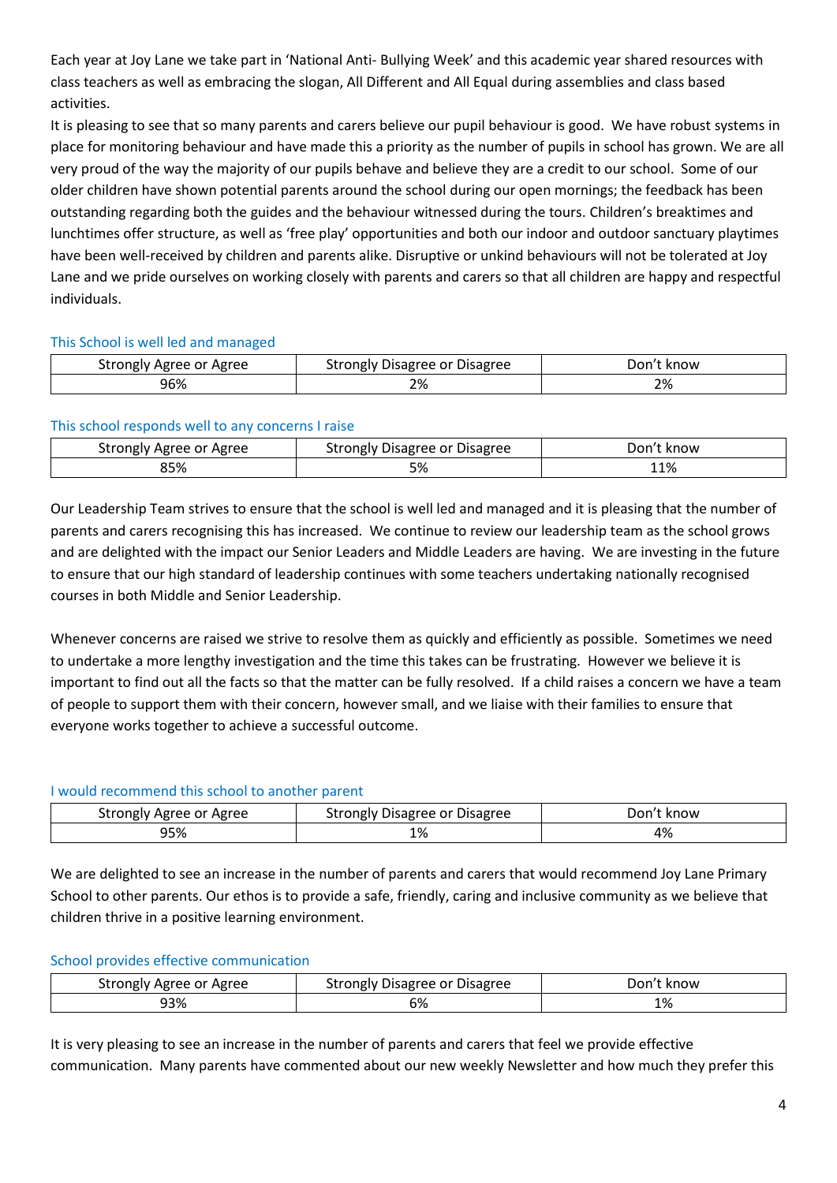Each year at Joy Lane we take part in 'National Anti- Bullying Week' and this academic year shared resources with class teachers as well as embracing the slogan, All Different and All Equal during assemblies and class based activities.

It is pleasing to see that so many parents and carers believe our pupil behaviour is good. We have robust systems in place for monitoring behaviour and have made this a priority as the number of pupils in school has grown. We are all very proud of the way the majority of our pupils behave and believe they are a credit to our school. Some of our older children have shown potential parents around the school during our open mornings; the feedback has been outstanding regarding both the guides and the behaviour witnessed during the tours. Children's breaktimes and lunchtimes offer structure, as well as 'free play' opportunities and both our indoor and outdoor sanctuary playtimes have been well-received by children and parents alike. Disruptive or unkind behaviours will not be tolerated at Joy Lane and we pride ourselves on working closely with parents and carers so that all children are happy and respectful individuals.

### This School is well led and managed

| Strongly Agree or Agree | Strongly Disagree or Disagree | Don't know |
|---|---|---|
| 96% | 2% | 2% |

### This school responds well to any concerns I raise

| Strongly Agree or Agree | Strongly Disagree or Disagree | Don't know |
|---|---|---|
| 85% | 5% | 11% |

Our Leadership Team strives to ensure that the school is well led and managed and it is pleasing that the number of parents and carers recognising this has increased. We continue to review our leadership team as the school grows and are delighted with the impact our Senior Leaders and Middle Leaders are having. We are investing in the future to ensure that our high standard of leadership continues with some teachers undertaking nationally recognised courses in both Middle and Senior Leadership.

Whenever concerns are raised we strive to resolve them as quickly and efficiently as possible. Sometimes we need to undertake a more lengthy investigation and the time this takes can be frustrating. However we believe it is important to find out all the facts so that the matter can be fully resolved. If a child raises a concern we have a team of people to support them with their concern, however small, and we liaise with their families to ensure that everyone works together to achieve a successful outcome.

### I would recommend this school to another parent

| Strongly Agree or Agree | Strongly Disagree or Disagree | Don't know |
|---|---|---|
| 95% | 1% | 4% |

We are delighted to see an increase in the number of parents and carers that would recommend Joy Lane Primary School to other parents. Our ethos is to provide a safe, friendly, caring and inclusive community as we believe that children thrive in a positive learning environment.

### School provides effective communication

| Strongly Agree or Agree | Strongly Disagree or Disagree | Don't know |
|---|---|---|
| 93% | 6% | 1% |

It is very pleasing to see an increase in the number of parents and carers that feel we provide effective communication. Many parents have commented about our new weekly Newsletter and how much they prefer this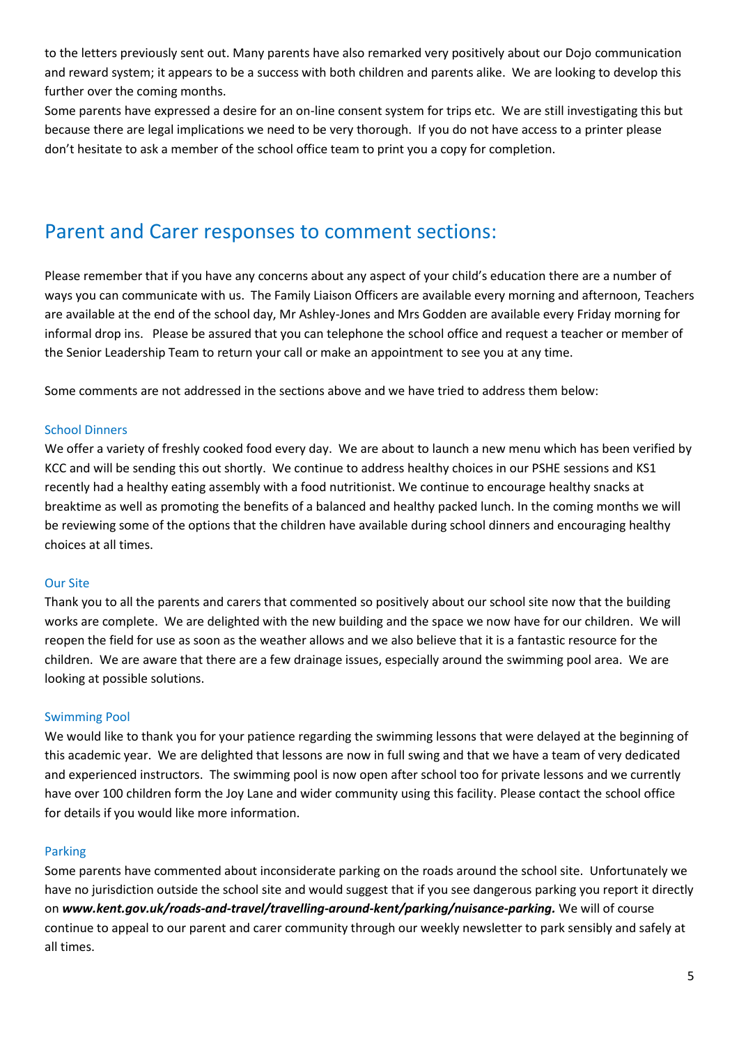to the letters previously sent out. Many parents have also remarked very positively about our Dojo communication and reward system; it appears to be a success with both children and parents alike. We are looking to develop this further over the coming months.

Some parents have expressed a desire for an on-line consent system for trips etc. We are still investigating this but because there are legal implications we need to be very thorough. If you do not have access to a printer please don't hesitate to ask a member of the school office team to print you a copy for completion.

## Parent and Carer responses to comment sections:

Please remember that if you have any concerns about any aspect of your child's education there are a number of ways you can communicate with us. The Family Liaison Officers are available every morning and afternoon, Teachers are available at the end of the school day, Mr Ashley-Jones and Mrs Godden are available every Friday morning for informal drop ins. Please be assured that you can telephone the school office and request a teacher or member of the Senior Leadership Team to return your call or make an appointment to see you at any time.

Some comments are not addressed in the sections above and we have tried to address them below:

### School Dinners

We offer a variety of freshly cooked food every day. We are about to launch a new menu which has been verified by KCC and will be sending this out shortly. We continue to address healthy choices in our PSHE sessions and KS1 recently had a healthy eating assembly with a food nutritionist. We continue to encourage healthy snacks at breaktime as well as promoting the benefits of a balanced and healthy packed lunch. In the coming months we will be reviewing some of the options that the children have available during school dinners and encouraging healthy choices at all times.

### Our Site

Thank you to all the parents and carers that commented so positively about our school site now that the building works are complete. We are delighted with the new building and the space we now have for our children. We will reopen the field for use as soon as the weather allows and we also believe that it is a fantastic resource for the children. We are aware that there are a few drainage issues, especially around the swimming pool area. We are looking at possible solutions.

### Swimming Pool

We would like to thank you for your patience regarding the swimming lessons that were delayed at the beginning of this academic year. We are delighted that lessons are now in full swing and that we have a team of very dedicated and experienced instructors. The swimming pool is now open after school too for private lessons and we currently have over 100 children form the Joy Lane and wider community using this facility. Please contact the school office for details if you would like more information.

### Parking

Some parents have commented about inconsiderate parking on the roads around the school site. Unfortunately we have no jurisdiction outside the school site and would suggest that if you see dangerous parking you report it directly on ***www.kent.gov.uk/roads-and-travel/travelling-around-kent/parking/nuisance-parking.*** We will of course continue to appeal to our parent and carer community through our weekly newsletter to park sensibly and safely at all times.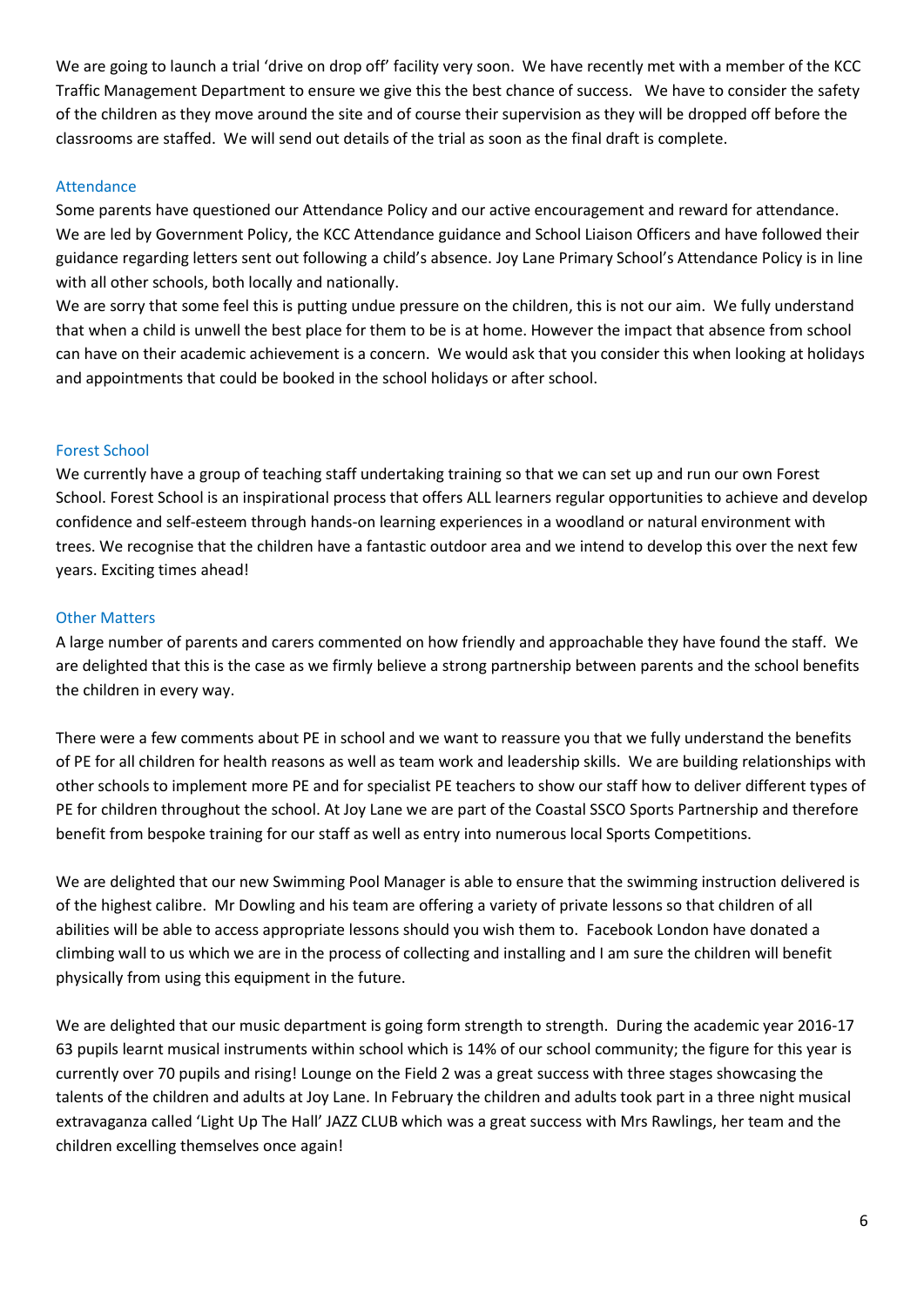We are going to launch a trial 'drive on drop off' facility very soon. We have recently met with a member of the KCC Traffic Management Department to ensure we give this the best chance of success. We have to consider the safety of the children as they move around the site and of course their supervision as they will be dropped off before the classrooms are staffed. We will send out details of the trial as soon as the final draft is complete.

## Attendance

Some parents have questioned our Attendance Policy and our active encouragement and reward for attendance. We are led by Government Policy, the KCC Attendance guidance and School Liaison Officers and have followed their guidance regarding letters sent out following a child's absence. Joy Lane Primary School's Attendance Policy is in line with all other schools, both locally and nationally.

We are sorry that some feel this is putting undue pressure on the children, this is not our aim. We fully understand that when a child is unwell the best place for them to be is at home. However the impact that absence from school can have on their academic achievement is a concern. We would ask that you consider this when looking at holidays and appointments that could be booked in the school holidays or after school.

## Forest School

We currently have a group of teaching staff undertaking training so that we can set up and run our own Forest School. Forest School is an inspirational process that offers ALL learners regular opportunities to achieve and develop confidence and self-esteem through hands-on learning experiences in a woodland or natural environment with trees. We recognise that the children have a fantastic outdoor area and we intend to develop this over the next few years. Exciting times ahead!

## Other Matters

A large number of parents and carers commented on how friendly and approachable they have found the staff. We are delighted that this is the case as we firmly believe a strong partnership between parents and the school benefits the children in every way.

There were a few comments about PE in school and we want to reassure you that we fully understand the benefits of PE for all children for health reasons as well as team work and leadership skills. We are building relationships with other schools to implement more PE and for specialist PE teachers to show our staff how to deliver different types of PE for children throughout the school. At Joy Lane we are part of the Coastal SSCO Sports Partnership and therefore benefit from bespoke training for our staff as well as entry into numerous local Sports Competitions.

We are delighted that our new Swimming Pool Manager is able to ensure that the swimming instruction delivered is of the highest calibre. Mr Dowling and his team are offering a variety of private lessons so that children of all abilities will be able to access appropriate lessons should you wish them to. Facebook London have donated a climbing wall to us which we are in the process of collecting and installing and I am sure the children will benefit physically from using this equipment in the future.

We are delighted that our music department is going form strength to strength. During the academic year 2016-17 63 pupils learnt musical instruments within school which is 14% of our school community; the figure for this year is currently over 70 pupils and rising! Lounge on the Field 2 was a great success with three stages showcasing the talents of the children and adults at Joy Lane. In February the children and adults took part in a three night musical extravaganza called 'Light Up The Hall' JAZZ CLUB which was a great success with Mrs Rawlings, her team and the children excelling themselves once again!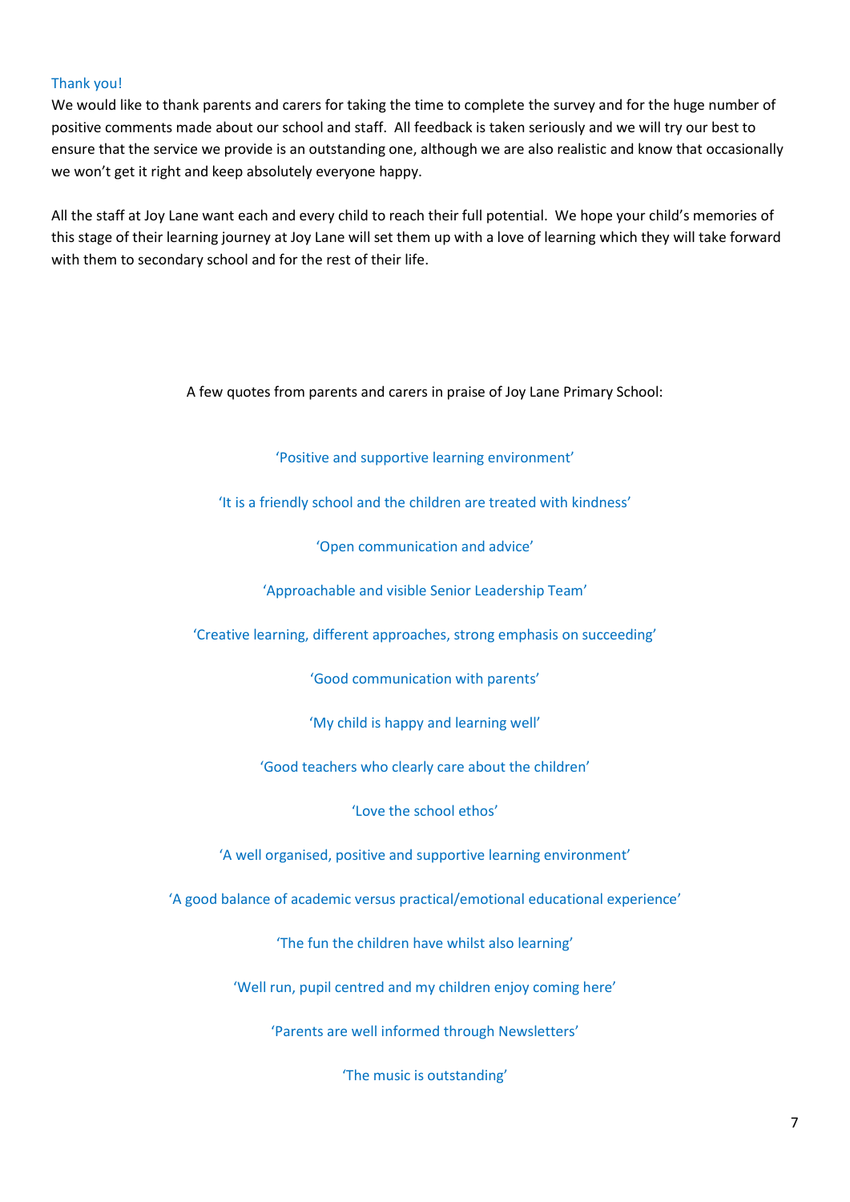## Thank you!

We would like to thank parents and carers for taking the time to complete the survey and for the huge number of positive comments made about our school and staff. All feedback is taken seriously and we will try our best to ensure that the service we provide is an outstanding one, although we are also realistic and know that occasionally we won't get it right and keep absolutely everyone happy.

All the staff at Joy Lane want each and every child to reach their full potential. We hope your child's memories of this stage of their learning journey at Joy Lane will set them up with a love of learning which they will take forward with them to secondary school and for the rest of their life.

A few quotes from parents and carers in praise of Joy Lane Primary School:

'Positive and supportive learning environment'

'It is a friendly school and the children are treated with kindness'

'Open communication and advice'

'Approachable and visible Senior Leadership Team'

'Creative learning, different approaches, strong emphasis on succeeding'

'Good communication with parents'

'My child is happy and learning well'

'Good teachers who clearly care about the children'

'Love the school ethos'

'A well organised, positive and supportive learning environment'

'A good balance of academic versus practical/emotional educational experience'

'The fun the children have whilst also learning'

'Well run, pupil centred and my children enjoy coming here'

'Parents are well informed through Newsletters'

'The music is outstanding'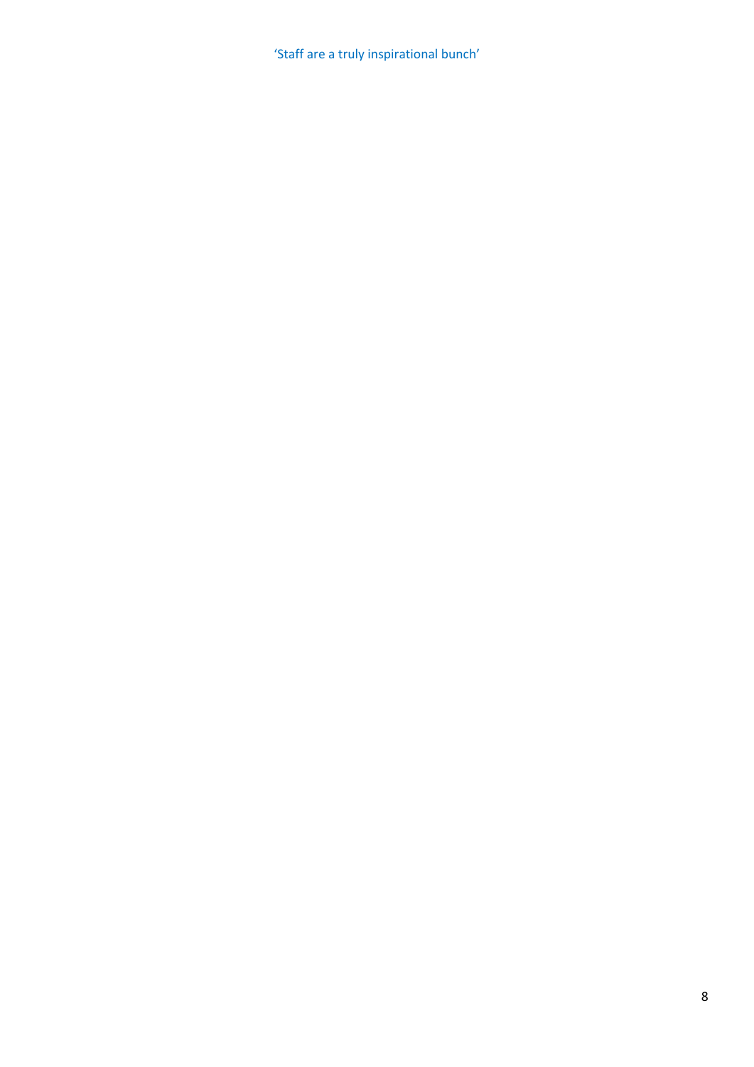'Staff are a truly inspirational bunch'